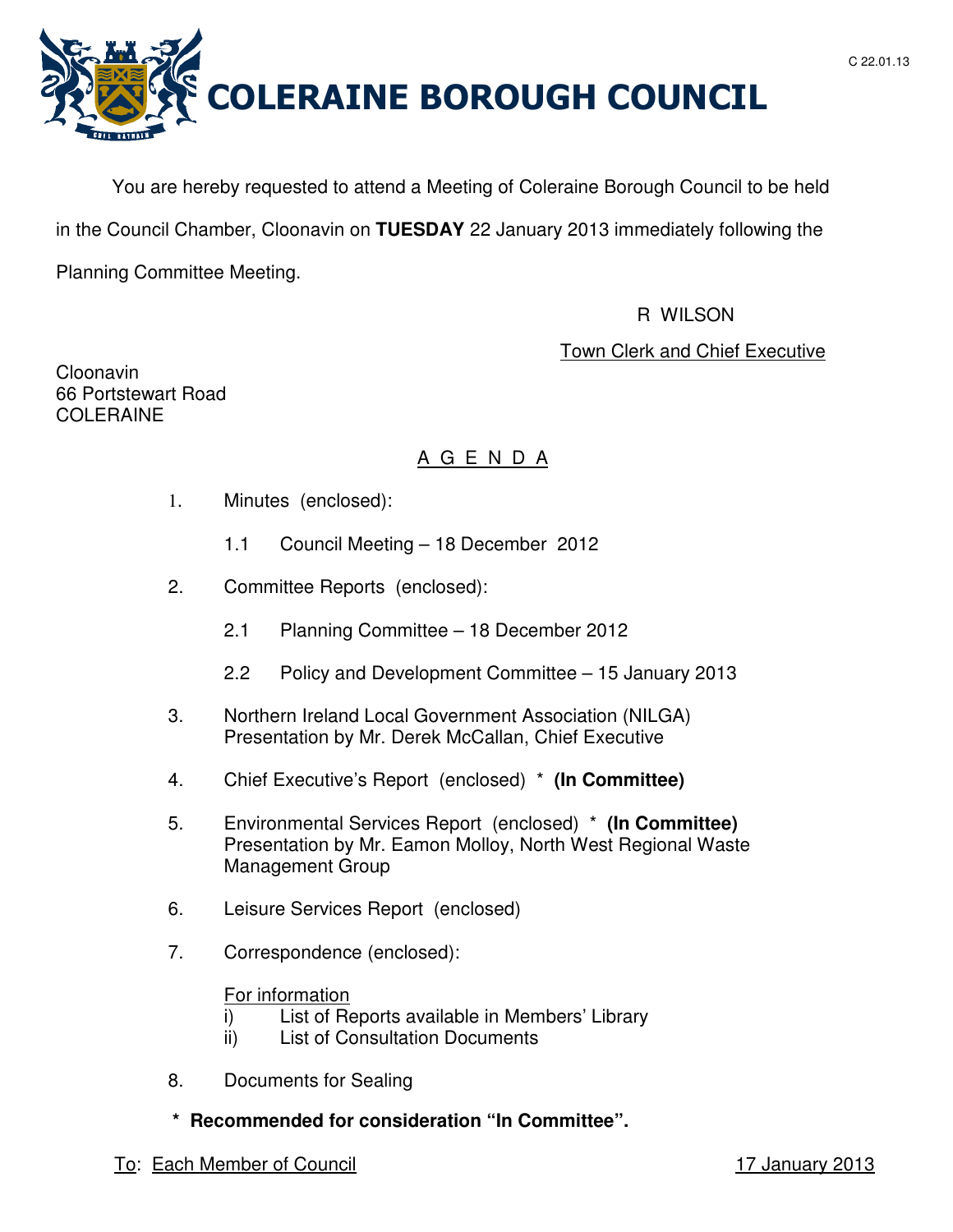C 22.01.13

# COLERAINE BOROUGH COUNCIL

You are hereby requested to attend a Meeting of Coleraine Borough Council to be held in the Council Chamber, Cloonavin on **TUESDAY** 22 January 2013 immediately following the Planning Committee Meeting.

R WILSON

Town Clerk and Chief Executive

Cloonavin
66 Portstewart Road
COLERAINE

## A G E N D A

1. Minutes (enclosed):

   1.1 Council Meeting – 18 December 2012

2. Committee Reports (enclosed):

   2.1 Planning Committee – 18 December 2012

   2.2 Policy and Development Committee – 15 January 2013

3. Northern Ireland Local Government Association (NILGA)
   Presentation by Mr. Derek McCallan, Chief Executive

4. Chief Executive's Report (enclosed) * **(In Committee)**

5. Environmental Services Report (enclosed) * **(In Committee)**
   Presentation by Mr. Eamon Molloy, North West Regional Waste Management Group

6. Leisure Services Report (enclosed)

7. Correspondence (enclosed):

   For information
   i) List of Reports available in Members' Library
   ii) List of Consultation Documents

8. Documents for Sealing

**\* Recommended for consideration "In Committee".**

To: Each Member of Council

17 January 2013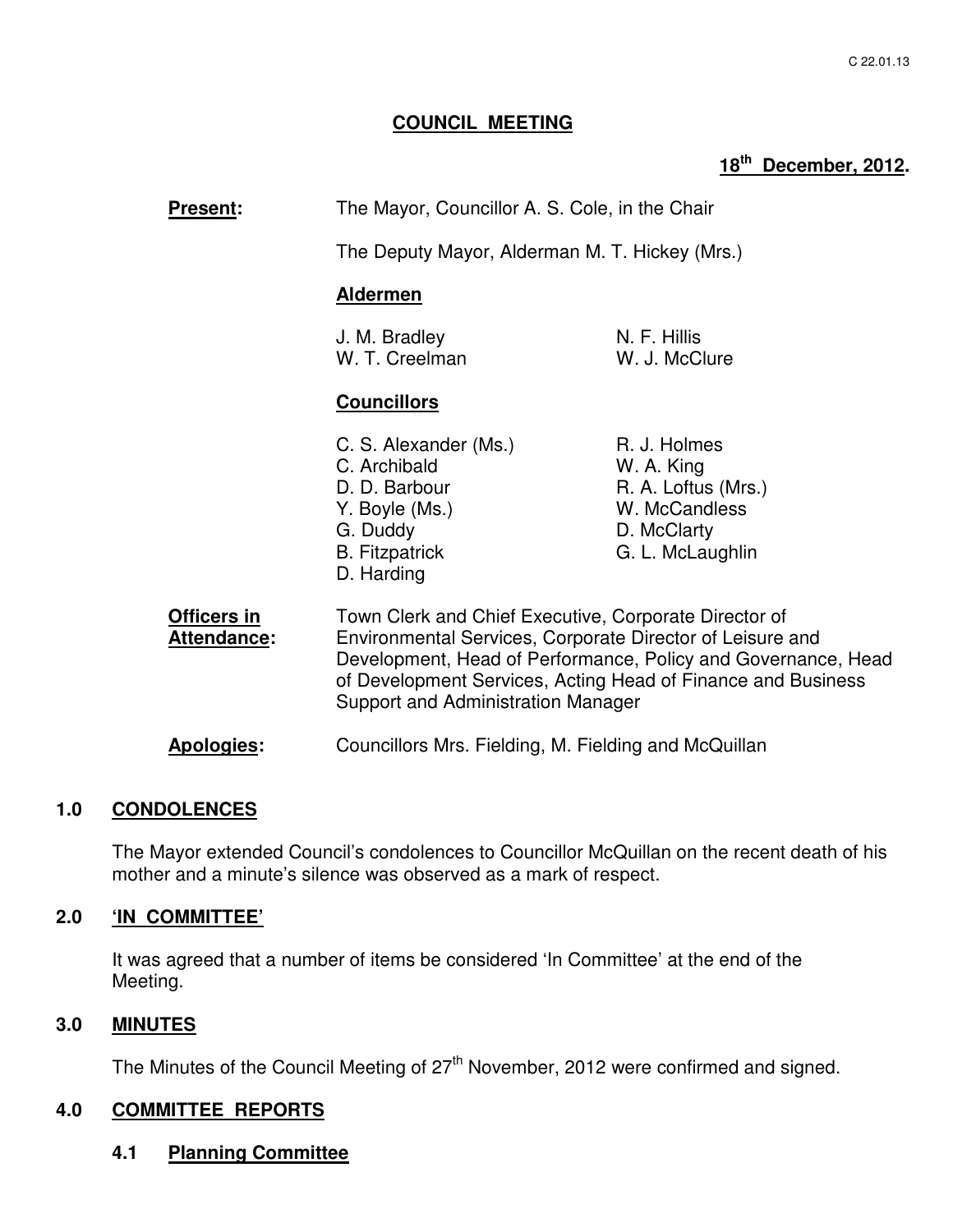C 22.01.13

**COUNCIL MEETING**

**18th December, 2012.**

**Present:** The Mayor, Councillor A. S. Cole, in the Chair

The Deputy Mayor, Alderman M. T. Hickey (Mrs.)

**Aldermen**

J. M. Bradley
W. T. Creelman
N. F. Hillis
W. J. McClure

**Councillors**

C. S. Alexander (Ms.)
C. Archibald
D. D. Barbour
Y. Boyle (Ms.)
G. Duddy
B. Fitzpatrick
D. Harding
R. J. Holmes
W. A. King
R. A. Loftus (Mrs.)
W. McCandless
D. McClarty
G. L. McLaughlin

**Officers in Attendance:** Town Clerk and Chief Executive, Corporate Director of Environmental Services, Corporate Director of Leisure and Development, Head of Performance, Policy and Governance, Head of Development Services, Acting Head of Finance and Business Support and Administration Manager

**Apologies:** Councillors Mrs. Fielding, M. Fielding and McQuillan

## 1.0 CONDOLENCES

The Mayor extended Council's condolences to Councillor McQuillan on the recent death of his mother and a minute's silence was observed as a mark of respect.

## 2.0 'IN COMMITTEE'

It was agreed that a number of items be considered 'In Committee' at the end of the Meeting.

## 3.0 MINUTES

The Minutes of the Council Meeting of 27th November, 2012 were confirmed and signed.

## 4.0 COMMITTEE REPORTS

### 4.1 Planning Committee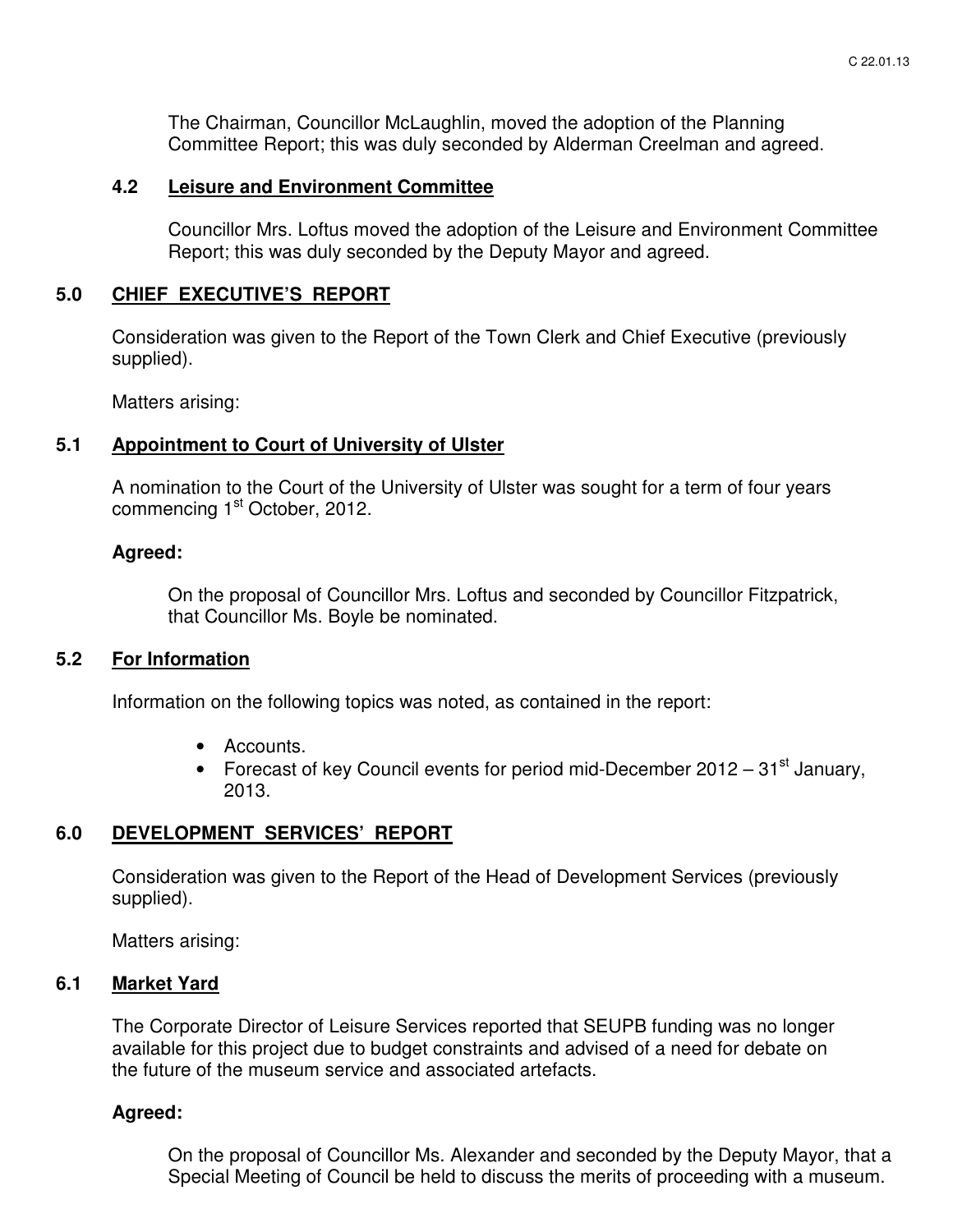The Chairman, Councillor McLaughlin, moved the adoption of the Planning Committee Report; this was duly seconded by Alderman Creelman and agreed.

### 4.2 Leisure and Environment Committee

Councillor Mrs. Loftus moved the adoption of the Leisure and Environment Committee Report; this was duly seconded by the Deputy Mayor and agreed.

## 5.0 CHIEF EXECUTIVE'S REPORT

Consideration was given to the Report of the Town Clerk and Chief Executive (previously supplied).

Matters arising:

### 5.1 Appointment to Court of University of Ulster

A nomination to the Court of the University of Ulster was sought for a term of four years commencing 1st October, 2012.

**Agreed:**

On the proposal of Councillor Mrs. Loftus and seconded by Councillor Fitzpatrick, that Councillor Ms. Boyle be nominated.

### 5.2 For Information

Information on the following topics was noted, as contained in the report:

- Accounts.
- Forecast of key Council events for period mid-December 2012 – 31st January, 2013.

## 6.0 DEVELOPMENT SERVICES' REPORT

Consideration was given to the Report of the Head of Development Services (previously supplied).

Matters arising:

### 6.1 Market Yard

The Corporate Director of Leisure Services reported that SEUPB funding was no longer available for this project due to budget constraints and advised of a need for debate on the future of the museum service and associated artefacts.

**Agreed:**

On the proposal of Councillor Ms. Alexander and seconded by the Deputy Mayor, that a Special Meeting of Council be held to discuss the merits of proceeding with a museum.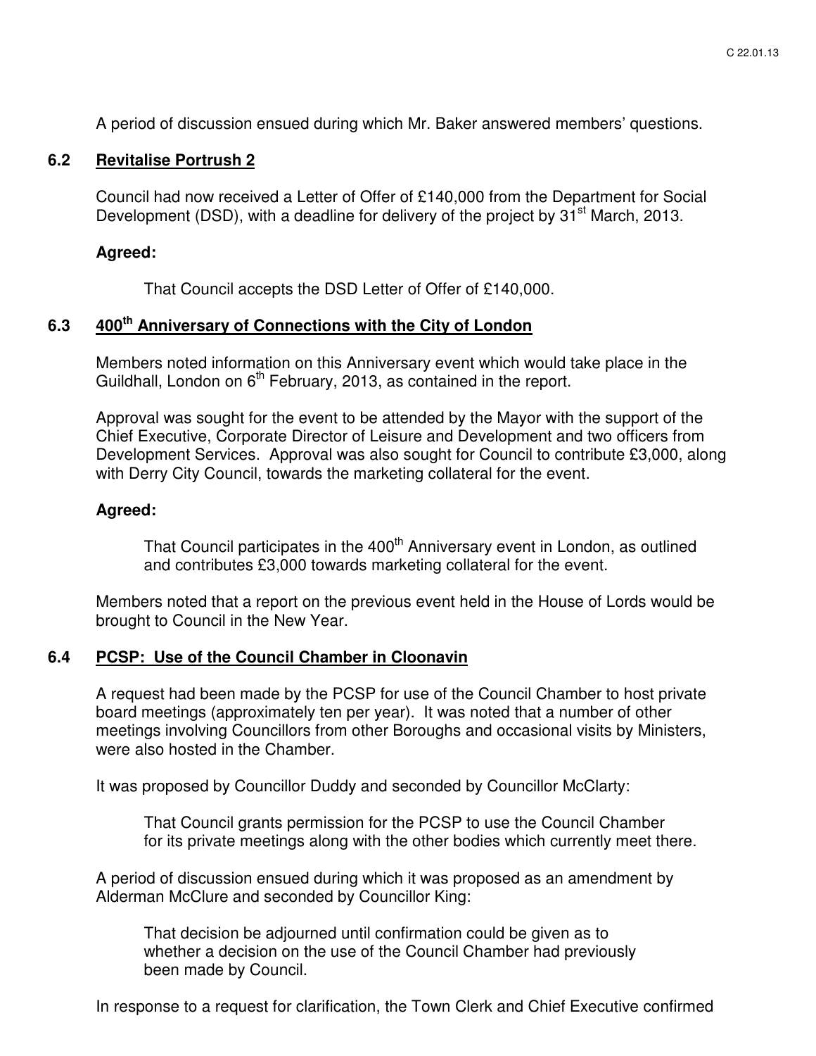A period of discussion ensued during which Mr. Baker answered members' questions.

### 6.2 Revitalise Portrush 2

Council had now received a Letter of Offer of £140,000 from the Department for Social Development (DSD), with a deadline for delivery of the project by 31st March, 2013.

**Agreed:**

That Council accepts the DSD Letter of Offer of £140,000.

### 6.3 400th Anniversary of Connections with the City of London

Members noted information on this Anniversary event which would take place in the Guildhall, London on 6th February, 2013, as contained in the report.

Approval was sought for the event to be attended by the Mayor with the support of the Chief Executive, Corporate Director of Leisure and Development and two officers from Development Services. Approval was also sought for Council to contribute £3,000, along with Derry City Council, towards the marketing collateral for the event.

**Agreed:**

That Council participates in the 400th Anniversary event in London, as outlined and contributes £3,000 towards marketing collateral for the event.

Members noted that a report on the previous event held in the House of Lords would be brought to Council in the New Year.

### 6.4 PCSP: Use of the Council Chamber in Cloonavin

A request had been made by the PCSP for use of the Council Chamber to host private board meetings (approximately ten per year). It was noted that a number of other meetings involving Councillors from other Boroughs and occasional visits by Ministers, were also hosted in the Chamber.

It was proposed by Councillor Duddy and seconded by Councillor McClarty:

That Council grants permission for the PCSP to use the Council Chamber for its private meetings along with the other bodies which currently meet there.

A period of discussion ensued during which it was proposed as an amendment by Alderman McClure and seconded by Councillor King:

That decision be adjourned until confirmation could be given as to whether a decision on the use of the Council Chamber had previously been made by Council.

In response to a request for clarification, the Town Clerk and Chief Executive confirmed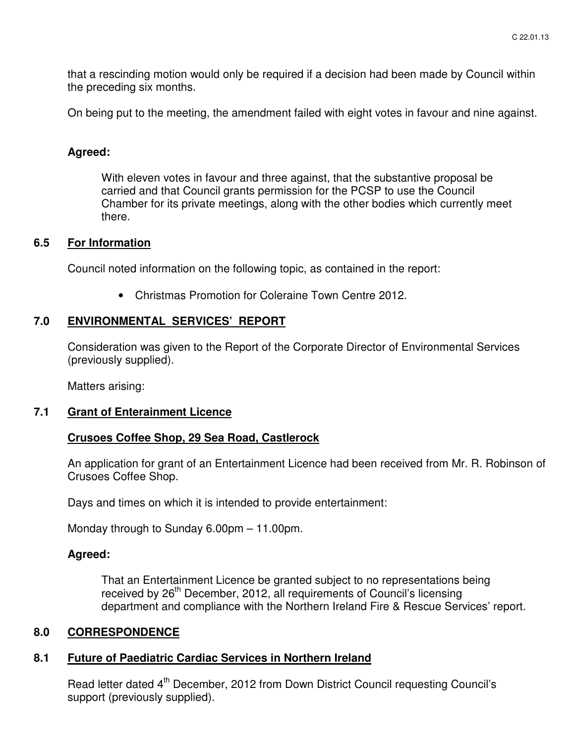that a rescinding motion would only be required if a decision had been made by Council within the preceding six months.

On being put to the meeting, the amendment failed with eight votes in favour and nine against.

**Agreed:**

With eleven votes in favour and three against, that the substantive proposal be carried and that Council grants permission for the PCSP to use the Council Chamber for its private meetings, along with the other bodies which currently meet there.

### 6.5 For Information

Council noted information on the following topic, as contained in the report:

- Christmas Promotion for Coleraine Town Centre 2012.

## 7.0 ENVIRONMENTAL SERVICES' REPORT

Consideration was given to the Report of the Corporate Director of Environmental Services (previously supplied).

Matters arising:

### 7.1 Grant of Enterainment Licence

**Crusoes Coffee Shop, 29 Sea Road, Castlerock**

An application for grant of an Entertainment Licence had been received from Mr. R. Robinson of Crusoes Coffee Shop.

Days and times on which it is intended to provide entertainment:

Monday through to Sunday 6.00pm – 11.00pm.

**Agreed:**

That an Entertainment Licence be granted subject to no representations being received by 26th December, 2012, all requirements of Council's licensing department and compliance with the Northern Ireland Fire & Rescue Services' report.

## 8.0 CORRESPONDENCE

### 8.1 Future of Paediatric Cardiac Services in Northern Ireland

Read letter dated 4th December, 2012 from Down District Council requesting Council's support (previously supplied).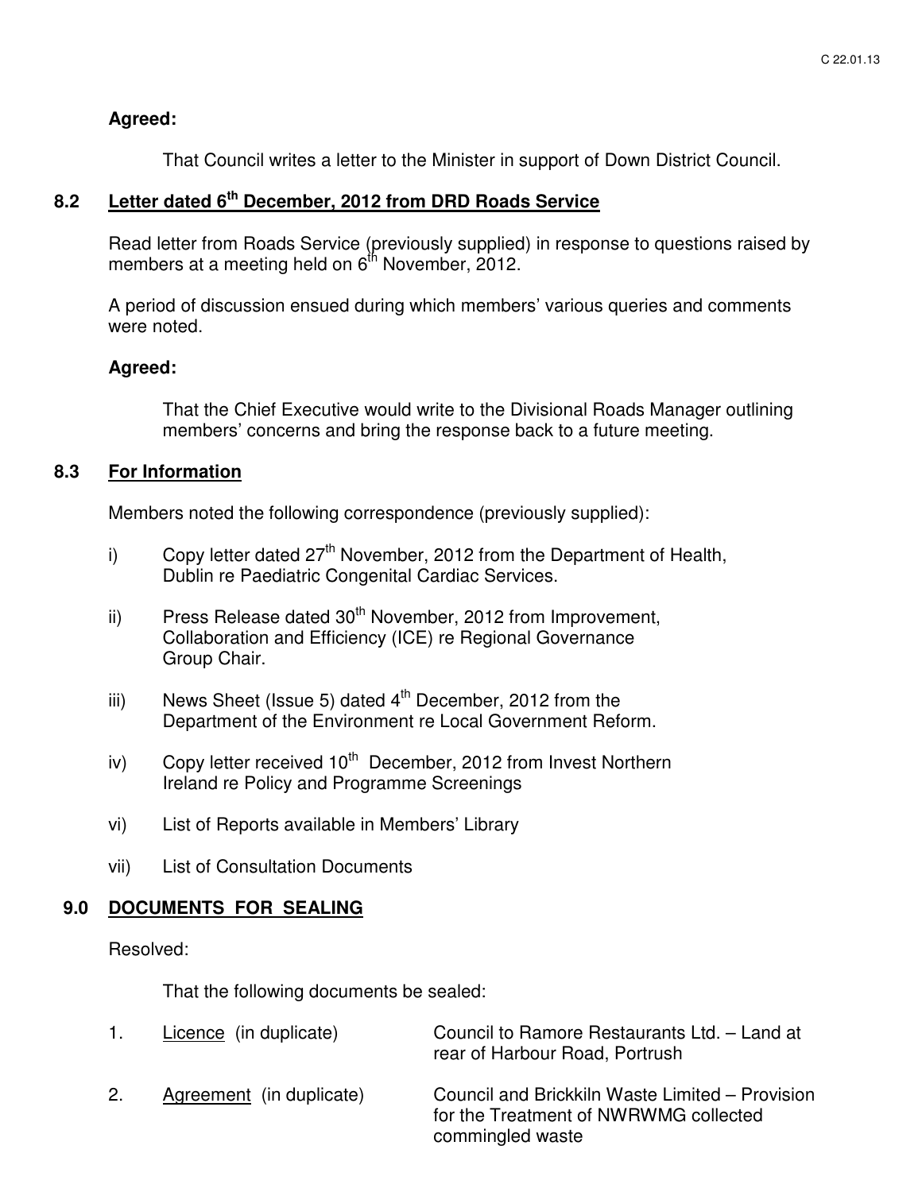**Agreed:**

That Council writes a letter to the Minister in support of Down District Council.

## 8.2 Letter dated 6th December, 2012 from DRD Roads Service

Read letter from Roads Service (previously supplied) in response to questions raised by members at a meeting held on 6th November, 2012.

A period of discussion ensued during which members' various queries and comments were noted.

**Agreed:**

That the Chief Executive would write to the Divisional Roads Manager outlining members' concerns and bring the response back to a future meeting.

## 8.3 For Information

Members noted the following correspondence (previously supplied):

i) Copy letter dated 27th November, 2012 from the Department of Health, Dublin re Paediatric Congenital Cardiac Services.

ii) Press Release dated 30th November, 2012 from Improvement, Collaboration and Efficiency (ICE) re Regional Governance Group Chair.

iii) News Sheet (Issue 5) dated 4th December, 2012 from the Department of the Environment re Local Government Reform.

iv) Copy letter received 10th December, 2012 from Invest Northern Ireland re Policy and Programme Screenings

vi) List of Reports available in Members' Library

vii) List of Consultation Documents

## 9.0 DOCUMENTS FOR SEALING

Resolved:

That the following documents be sealed:

| | | |
|---|---|---|
| 1. | Licence (in duplicate) | Council to Ramore Restaurants Ltd. – Land at rear of Harbour Road, Portrush |
| 2. | Agreement (in duplicate) | Council and Brickkiln Waste Limited – Provision for the Treatment of NWRWMG collected commingled waste |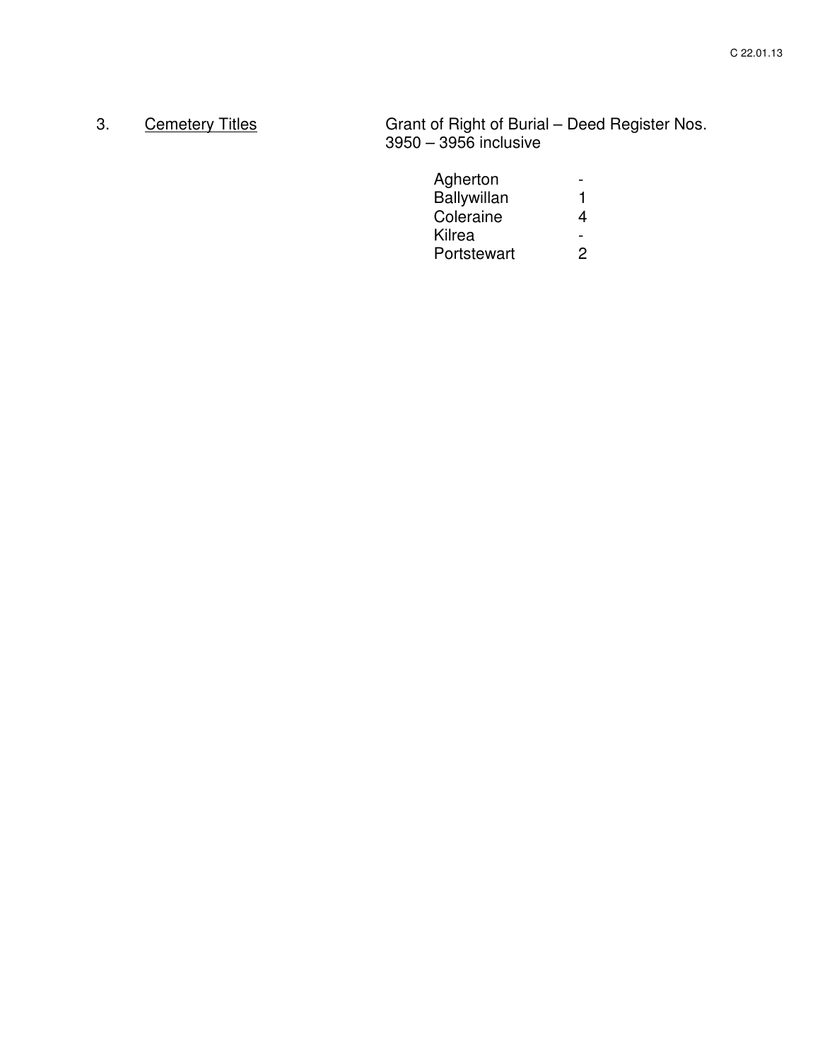3. <u>Cemetery Titles</u>

Grant of Right of Burial – Deed Register Nos. 3950 – 3956 inclusive

| | |
|---|---|
| Agherton | - |
| Ballywillan | 1 |
| Coleraine | 4 |
| Kilrea | - |
| Portstewart | 2 |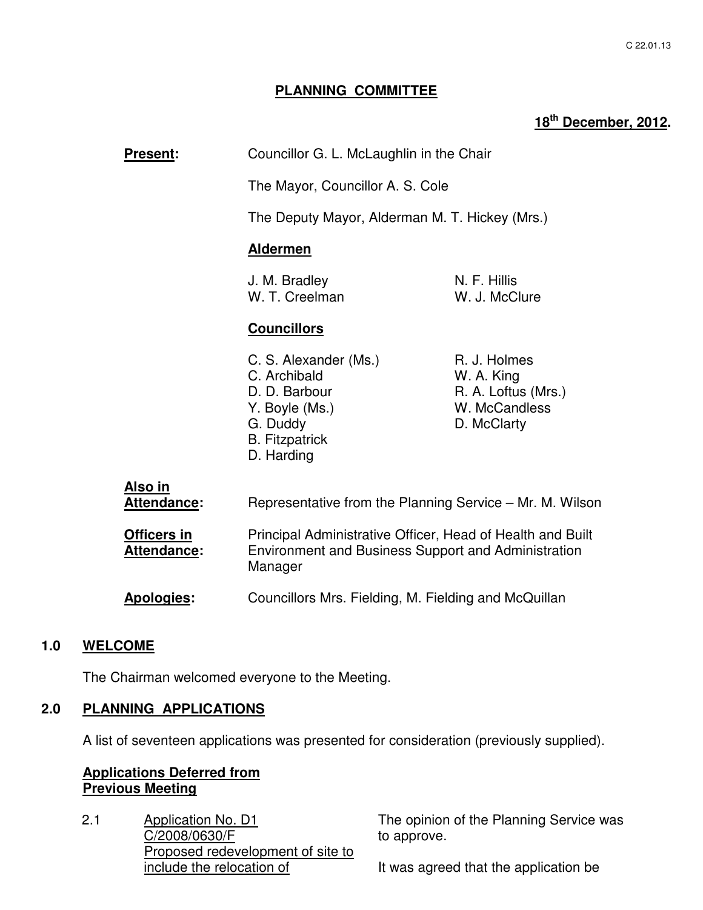C 22.01.13

# PLANNING COMMITTEE

**18th December, 2012.**

**Present:** Councillor G. L. McLaughlin in the Chair

The Mayor, Councillor A. S. Cole

The Deputy Mayor, Alderman M. T. Hickey (Mrs.)

**Aldermen**

J. M. Bradley
W. T. Creelman
N. F. Hillis
W. J. McClure

**Councillors**

C. S. Alexander (Ms.)
C. Archibald
D. D. Barbour
Y. Boyle (Ms.)
G. Duddy
B. Fitzpatrick
D. Harding
R. J. Holmes
W. A. King
R. A. Loftus (Mrs.)
W. McCandless
D. McClarty

**Also in Attendance:** Representative from the Planning Service – Mr. M. Wilson

**Officers in Attendance:** Principal Administrative Officer, Head of Health and Built Environment and Business Support and Administration Manager

**Apologies:** Councillors Mrs. Fielding, M. Fielding and McQuillan

## 1.0 WELCOME

The Chairman welcomed everyone to the Meeting.

## 2.0 PLANNING APPLICATIONS

A list of seventeen applications was presented for consideration (previously supplied).

**Applications Deferred from Previous Meeting**

2.1 Application No. D1
C/2008/0630/F
Proposed redevelopment of site to include the relocation of

The opinion of the Planning Service was to approve.

It was agreed that the application be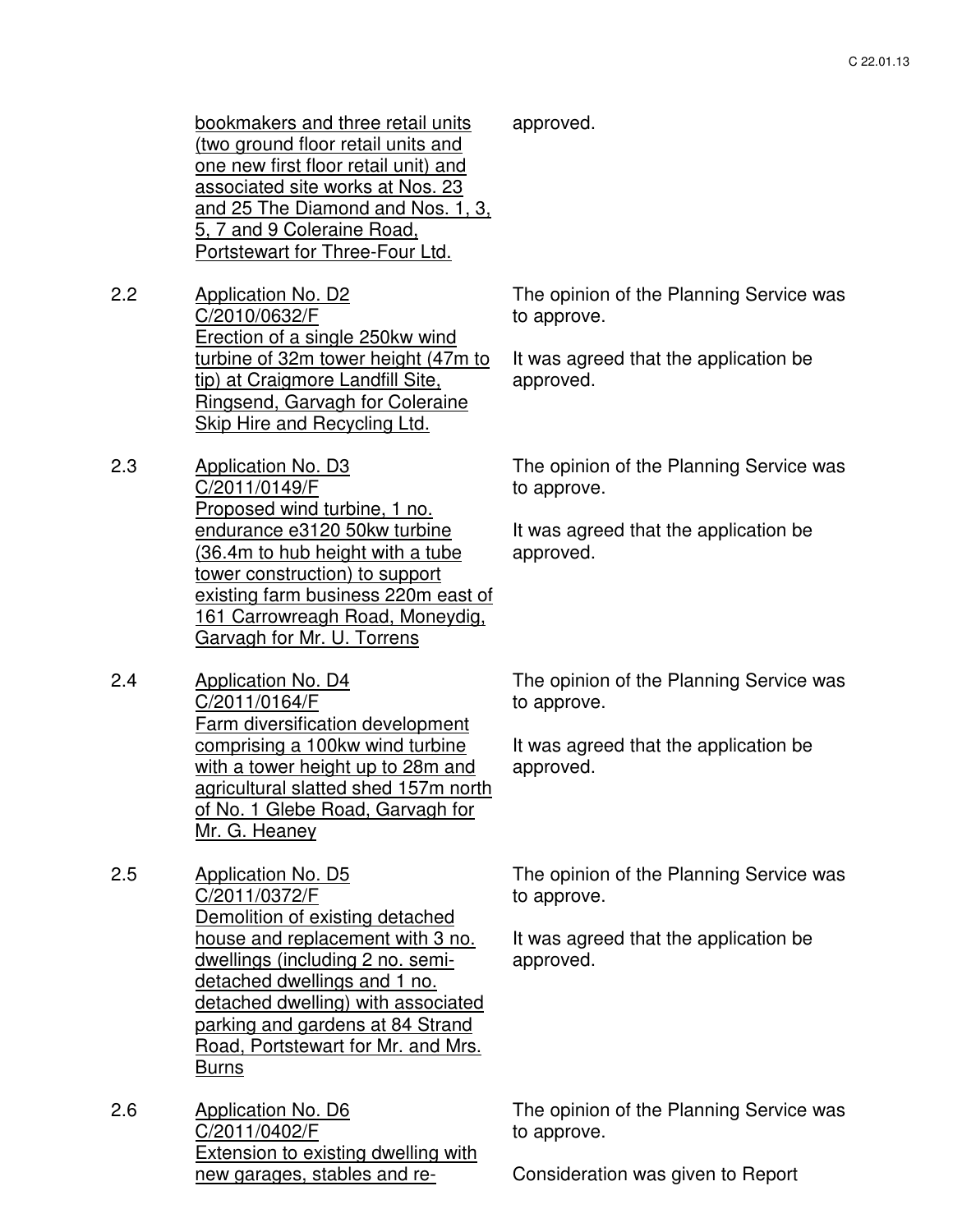bookmakers and three retail units (two ground floor retail units and one new first floor retail unit) and associated site works at Nos. 23 and 25 The Diamond and Nos. 1, 3, 5, 7 and 9 Coleraine Road, Portstewart for Three-Four Ltd.

approved.

2.2 Application No. D2
C/2010/0632/F
Erection of a single 250kw wind turbine of 32m tower height (47m to tip) at Craigmore Landfill Site, Ringsend, Garvagh for Coleraine Skip Hire and Recycling Ltd.

The opinion of the Planning Service was to approve.

It was agreed that the application be approved.

2.3 Application No. D3
C/2011/0149/F
Proposed wind turbine, 1 no. endurance e3120 50kw turbine (36.4m to hub height with a tube tower construction) to support existing farm business 220m east of 161 Carrowreagh Road, Moneydig, Garvagh for Mr. U. Torrens

The opinion of the Planning Service was to approve.

It was agreed that the application be approved.

2.4 Application No. D4
C/2011/0164/F
Farm diversification development comprising a 100kw wind turbine with a tower height up to 28m and agricultural slatted shed 157m north of No. 1 Glebe Road, Garvagh for Mr. G. Heaney

The opinion of the Planning Service was to approve.

It was agreed that the application be approved.

2.5 Application No. D5
C/2011/0372/F
Demolition of existing detached house and replacement with 3 no. dwellings (including 2 no. semi-detached dwellings and 1 no. detached dwelling) with associated parking and gardens at 84 Strand Road, Portstewart for Mr. and Mrs. Burns

The opinion of the Planning Service was to approve.

It was agreed that the application be approved.

2.6 Application No. D6
C/2011/0402/F
Extension to existing dwelling with new garages, stables and re-

The opinion of the Planning Service was to approve.

Consideration was given to Report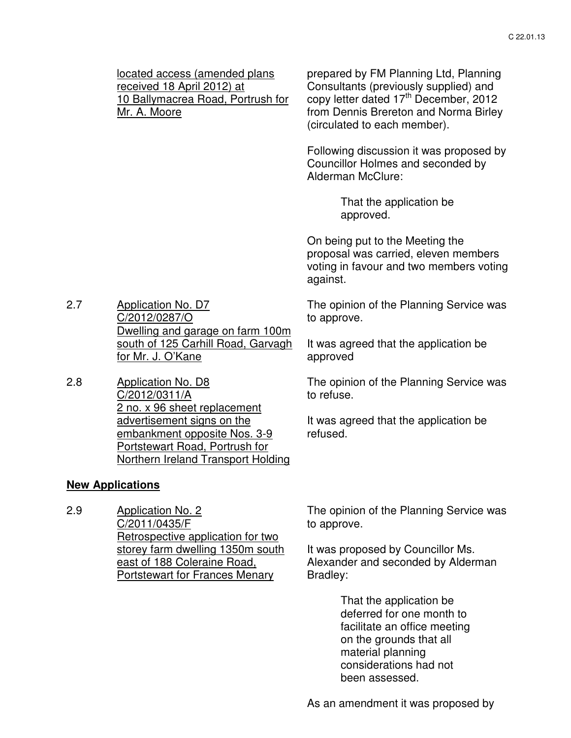located access (amended plans received 18 April 2012) at 10 Ballymacrea Road, Portrush for Mr. A. Moore

prepared by FM Planning Ltd, Planning Consultants (previously supplied) and copy letter dated 17th December, 2012 from Dennis Brereton and Norma Birley (circulated to each member).

Following discussion it was proposed by Councillor Holmes and seconded by Alderman McClure:

> That the application be approved.

On being put to the Meeting the proposal was carried, eleven members voting in favour and two members voting against.

2.7 Application No. D7 C/2012/0287/O Dwelling and garage on farm 100m south of 125 Carhill Road, Garvagh for Mr. J. O'Kane

The opinion of the Planning Service was to approve.

It was agreed that the application be approved

2.8 Application No. D8 C/2012/0311/A 2 no. x 96 sheet replacement advertisement signs on the embankment opposite Nos. 3-9 Portstewart Road, Portrush for Northern Ireland Transport Holding

The opinion of the Planning Service was to refuse.

It was agreed that the application be refused.

**New Applications**

2.9 Application No. 2 C/2011/0435/F Retrospective application for two storey farm dwelling 1350m south east of 188 Coleraine Road, Portstewart for Frances Menary

The opinion of the Planning Service was to approve.

It was proposed by Councillor Ms. Alexander and seconded by Alderman Bradley:

> That the application be deferred for one month to facilitate an office meeting on the grounds that all material planning considerations had not been assessed.

As an amendment it was proposed by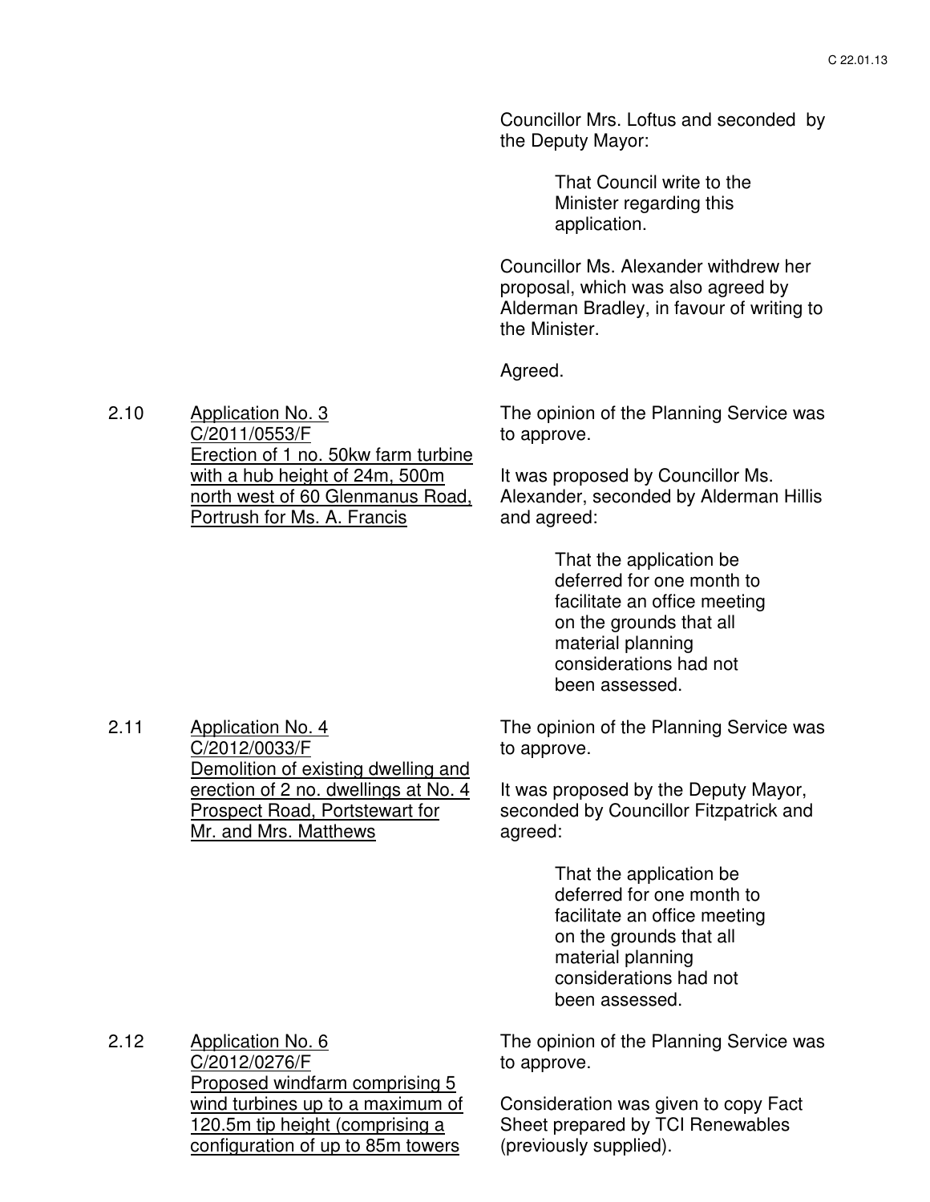Councillor Mrs. Loftus and seconded by the Deputy Mayor:

> That Council write to the Minister regarding this application.

Councillor Ms. Alexander withdrew her proposal, which was also agreed by Alderman Bradley, in favour of writing to the Minister.

Agreed.

2.10 Application No. 3
C/2011/0553/F
Erection of 1 no. 50kw farm turbine with a hub height of 24m, 500m north west of 60 Glenmanus Road, Portrush for Ms. A. Francis

The opinion of the Planning Service was to approve.

It was proposed by Councillor Ms. Alexander, seconded by Alderman Hillis and agreed:

> That the application be deferred for one month to facilitate an office meeting on the grounds that all material planning considerations had not been assessed.

2.11 Application No. 4
C/2012/0033/F
Demolition of existing dwelling and erection of 2 no. dwellings at No. 4 Prospect Road, Portstewart for Mr. and Mrs. Matthews

The opinion of the Planning Service was to approve.

It was proposed by the Deputy Mayor, seconded by Councillor Fitzpatrick and agreed:

> That the application be deferred for one month to facilitate an office meeting on the grounds that all material planning considerations had not been assessed.

2.12 Application No. 6
C/2012/0276/F
Proposed windfarm comprising 5 wind turbines up to a maximum of 120.5m tip height (comprising a configuration of up to 85m towers

The opinion of the Planning Service was to approve.

Consideration was given to copy Fact Sheet prepared by TCI Renewables (previously supplied).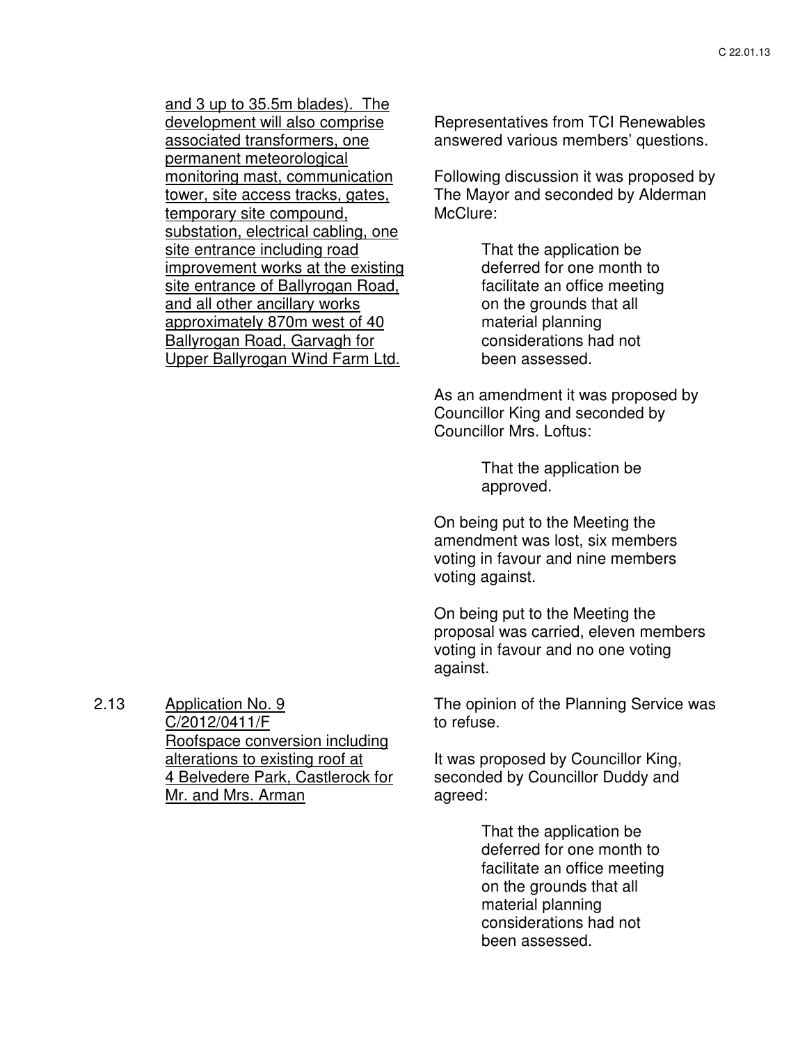<u>and 3 up to 35.5m blades). The development will also comprise associated transformers, one permanent meteorological monitoring mast, communication tower, site access tracks, gates, temporary site compound, substation, electrical cabling, one site entrance including road improvement works at the existing site entrance of Ballyrogan Road, and all other ancillary works approximately 870m west of 40 Ballyrogan Road, Garvagh for Upper Ballyrogan Wind Farm Ltd.</u>

Representatives from TCI Renewables answered various members' questions.

Following discussion it was proposed by The Mayor and seconded by Alderman McClure:

> That the application be deferred for one month to facilitate an office meeting on the grounds that all material planning considerations had not been assessed.

As an amendment it was proposed by Councillor King and seconded by Councillor Mrs. Loftus:

> That the application be approved.

On being put to the Meeting the amendment was lost, six members voting in favour and nine members voting against.

On being put to the Meeting the proposal was carried, eleven members voting in favour and no one voting against.

2.13 <u>Application No. 9</u>
<u>C/2012/0411/F</u>
<u>Roofspace conversion including alterations to existing roof at 4 Belvedere Park, Castlerock for Mr. and Mrs. Arman</u>

The opinion of the Planning Service was to refuse.

It was proposed by Councillor King, seconded by Councillor Duddy and agreed:

> That the application be deferred for one month to facilitate an office meeting on the grounds that all material planning considerations had not been assessed.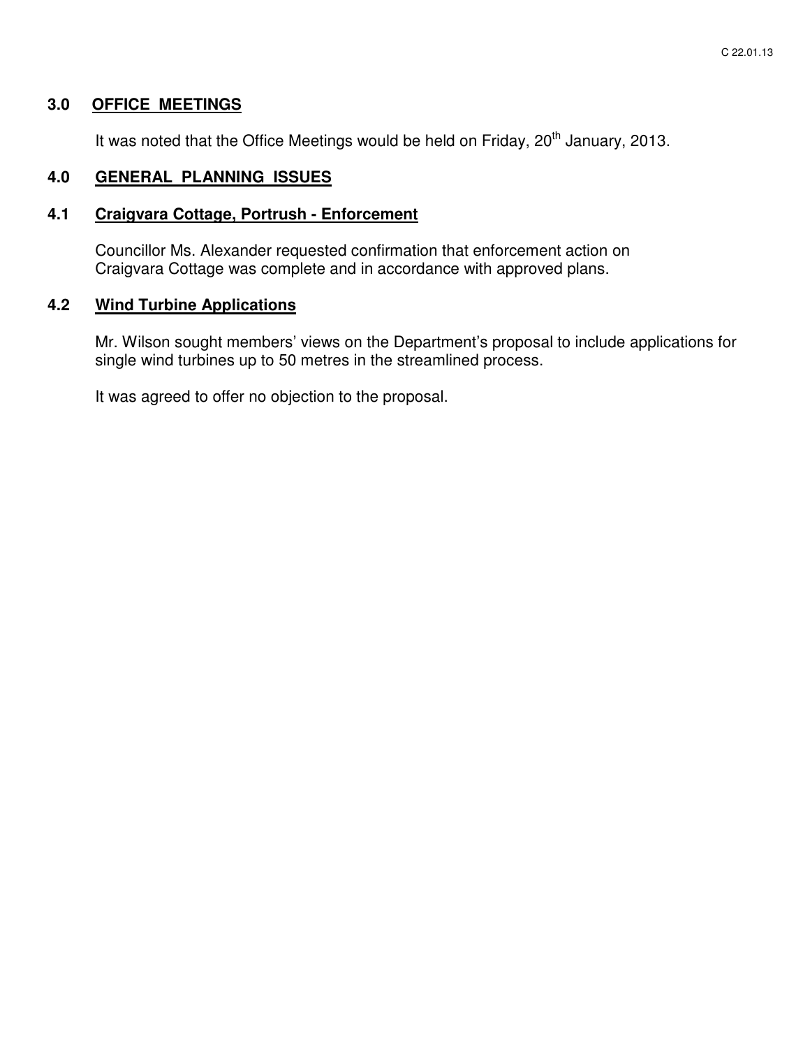## 3.0 OFFICE MEETINGS

It was noted that the Office Meetings would be held on Friday, 20th January, 2013.

## 4.0 GENERAL PLANNING ISSUES

### 4.1 Craigvara Cottage, Portrush - Enforcement

Councillor Ms. Alexander requested confirmation that enforcement action on Craigvara Cottage was complete and in accordance with approved plans.

### 4.2 Wind Turbine Applications

Mr. Wilson sought members' views on the Department's proposal to include applications for single wind turbines up to 50 metres in the streamlined process.

It was agreed to offer no objection to the proposal.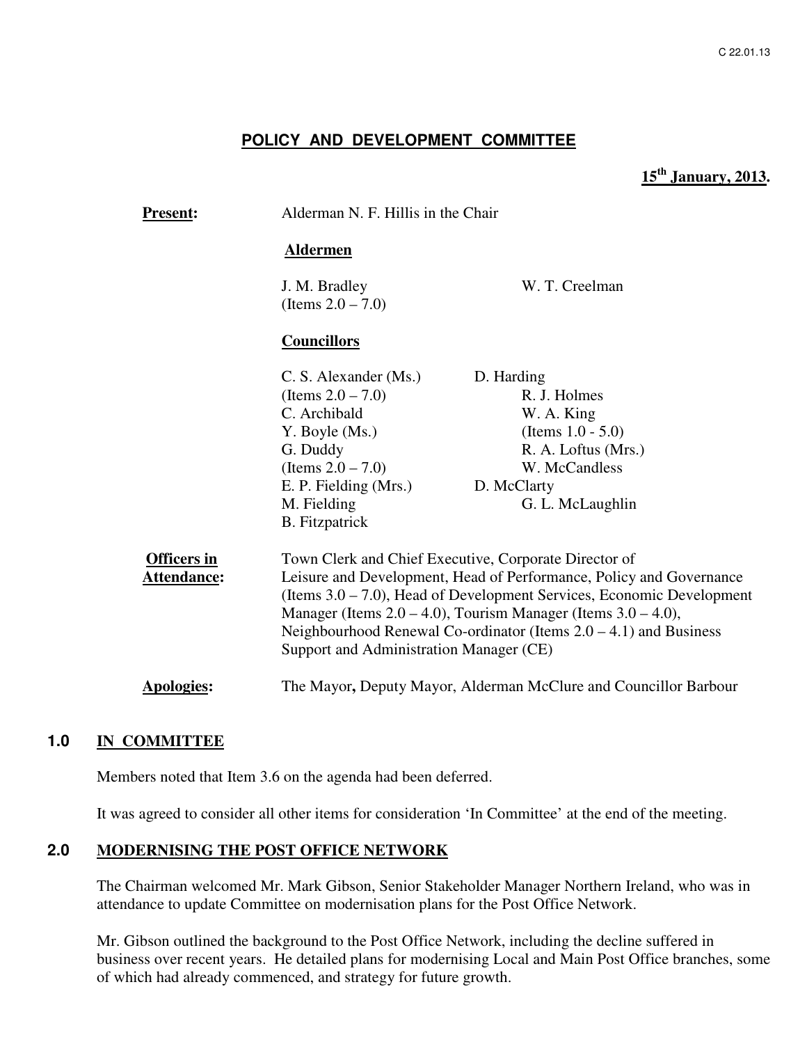C 22.01.13

# POLICY AND DEVELOPMENT COMMITTEE

**15th January, 2013.**

**Present:** Alderman N. F. Hillis in the Chair

**Aldermen**

J. M. Bradley (Items 2.0 – 7.0)
W. T. Creelman

**Councillors**

C. S. Alexander (Ms.) (Items 2.0 – 7.0)
C. Archibald
Y. Boyle (Ms.)
G. Duddy (Items 2.0 – 7.0)
E. P. Fielding (Mrs.)
M. Fielding
B. Fitzpatrick
D. Harding
R. J. Holmes
W. A. King (Items 1.0 - 5.0)
R. A. Loftus (Mrs.)
W. McCandless
D. McClarty
G. L. McLaughlin

**Officers in Attendance:** Town Clerk and Chief Executive, Corporate Director of Leisure and Development, Head of Performance, Policy and Governance (Items 3.0 – 7.0), Head of Development Services, Economic Development Manager (Items 2.0 – 4.0), Tourism Manager (Items 3.0 – 4.0), Neighbourhood Renewal Co-ordinator (Items 2.0 – 4.1) and Business Support and Administration Manager (CE)

**Apologies:** The Mayor**,** Deputy Mayor, Alderman McClure and Councillor Barbour

## 1.0 IN COMMITTEE

Members noted that Item 3.6 on the agenda had been deferred.

It was agreed to consider all other items for consideration 'In Committee' at the end of the meeting.

## 2.0 MODERNISING THE POST OFFICE NETWORK

The Chairman welcomed Mr. Mark Gibson, Senior Stakeholder Manager Northern Ireland, who was in attendance to update Committee on modernisation plans for the Post Office Network.

Mr. Gibson outlined the background to the Post Office Network, including the decline suffered in business over recent years. He detailed plans for modernising Local and Main Post Office branches, some of which had already commenced, and strategy for future growth.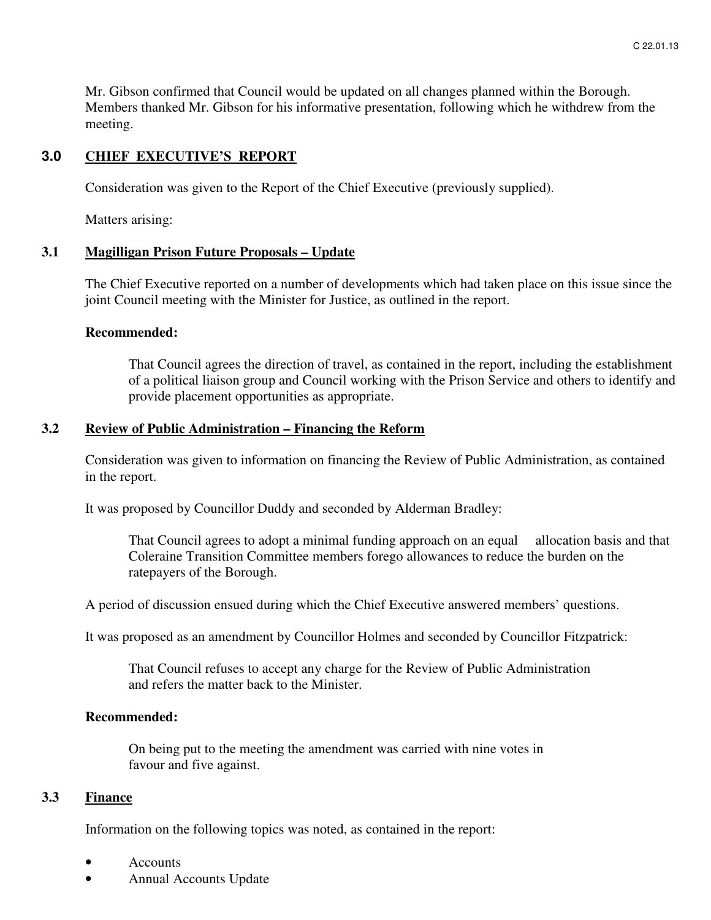Mr. Gibson confirmed that Council would be updated on all changes planned within the Borough. Members thanked Mr. Gibson for his informative presentation, following which he withdrew from the meeting.

## 3.0 CHIEF EXECUTIVE'S REPORT

Consideration was given to the Report of the Chief Executive (previously supplied).

Matters arising:

### 3.1 Magilligan Prison Future Proposals – Update

The Chief Executive reported on a number of developments which had taken place on this issue since the joint Council meeting with the Minister for Justice, as outlined in the report.

**Recommended:**

> That Council agrees the direction of travel, as contained in the report, including the establishment of a political liaison group and Council working with the Prison Service and others to identify and provide placement opportunities as appropriate.

### 3.2 Review of Public Administration – Financing the Reform

Consideration was given to information on financing the Review of Public Administration, as contained in the report.

It was proposed by Councillor Duddy and seconded by Alderman Bradley:

> That Council agrees to adopt a minimal funding approach on an equal allocation basis and that Coleraine Transition Committee members forego allowances to reduce the burden on the ratepayers of the Borough.

A period of discussion ensued during which the Chief Executive answered members' questions.

It was proposed as an amendment by Councillor Holmes and seconded by Councillor Fitzpatrick:

> That Council refuses to accept any charge for the Review of Public Administration and refers the matter back to the Minister.

**Recommended:**

> On being put to the meeting the amendment was carried with nine votes in favour and five against.

### 3.3 Finance

Information on the following topics was noted, as contained in the report:

- Accounts
- Annual Accounts Update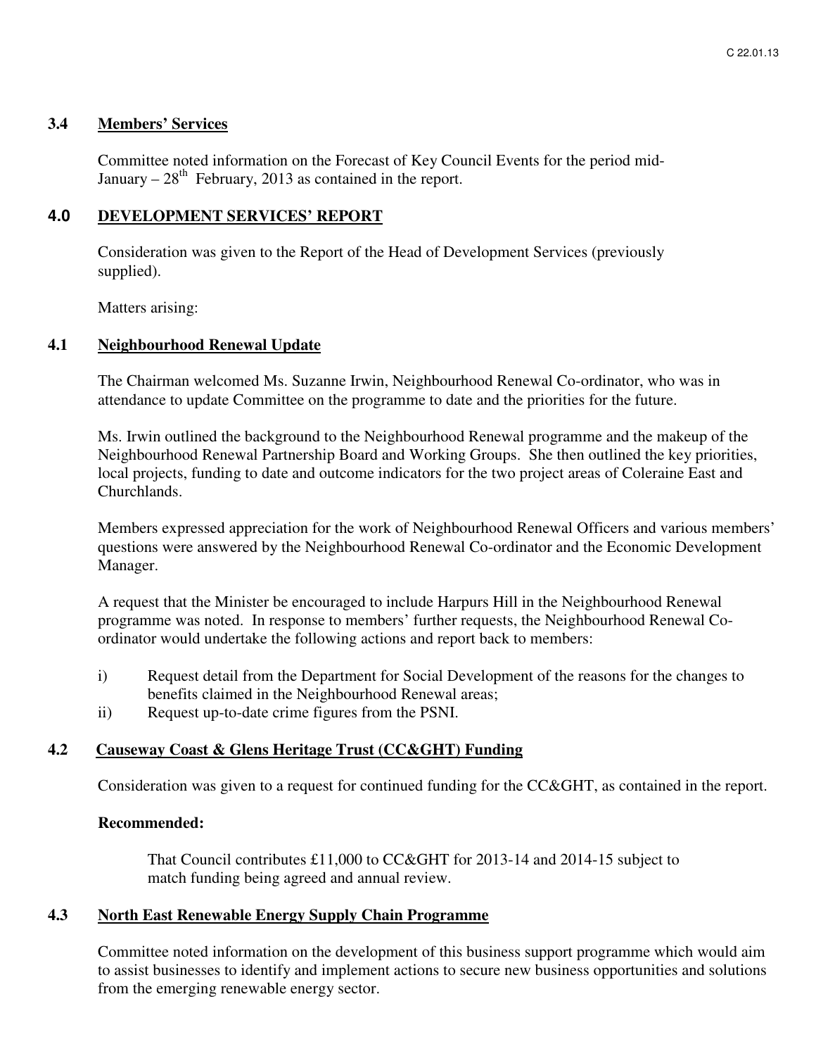### 3.4 Members' Services

Committee noted information on the Forecast of Key Council Events for the period mid-January – 28th February, 2013 as contained in the report.

## 4.0 DEVELOPMENT SERVICES' REPORT

Consideration was given to the Report of the Head of Development Services (previously supplied).

Matters arising:

### 4.1 Neighbourhood Renewal Update

The Chairman welcomed Ms. Suzanne Irwin, Neighbourhood Renewal Co-ordinator, who was in attendance to update Committee on the programme to date and the priorities for the future.

Ms. Irwin outlined the background to the Neighbourhood Renewal programme and the makeup of the Neighbourhood Renewal Partnership Board and Working Groups. She then outlined the key priorities, local projects, funding to date and outcome indicators for the two project areas of Coleraine East and Churchlands.

Members expressed appreciation for the work of Neighbourhood Renewal Officers and various members' questions were answered by the Neighbourhood Renewal Co-ordinator and the Economic Development Manager.

A request that the Minister be encouraged to include Harpurs Hill in the Neighbourhood Renewal programme was noted. In response to members' further requests, the Neighbourhood Renewal Co-ordinator would undertake the following actions and report back to members:

i) Request detail from the Department for Social Development of the reasons for the changes to benefits claimed in the Neighbourhood Renewal areas;
ii) Request up-to-date crime figures from the PSNI.

### 4.2 Causeway Coast & Glens Heritage Trust (CC&GHT) Funding

Consideration was given to a request for continued funding for the CC&GHT, as contained in the report.

**Recommended:**

That Council contributes £11,000 to CC&GHT for 2013-14 and 2014-15 subject to match funding being agreed and annual review.

### 4.3 North East Renewable Energy Supply Chain Programme

Committee noted information on the development of this business support programme which would aim to assist businesses to identify and implement actions to secure new business opportunities and solutions from the emerging renewable energy sector.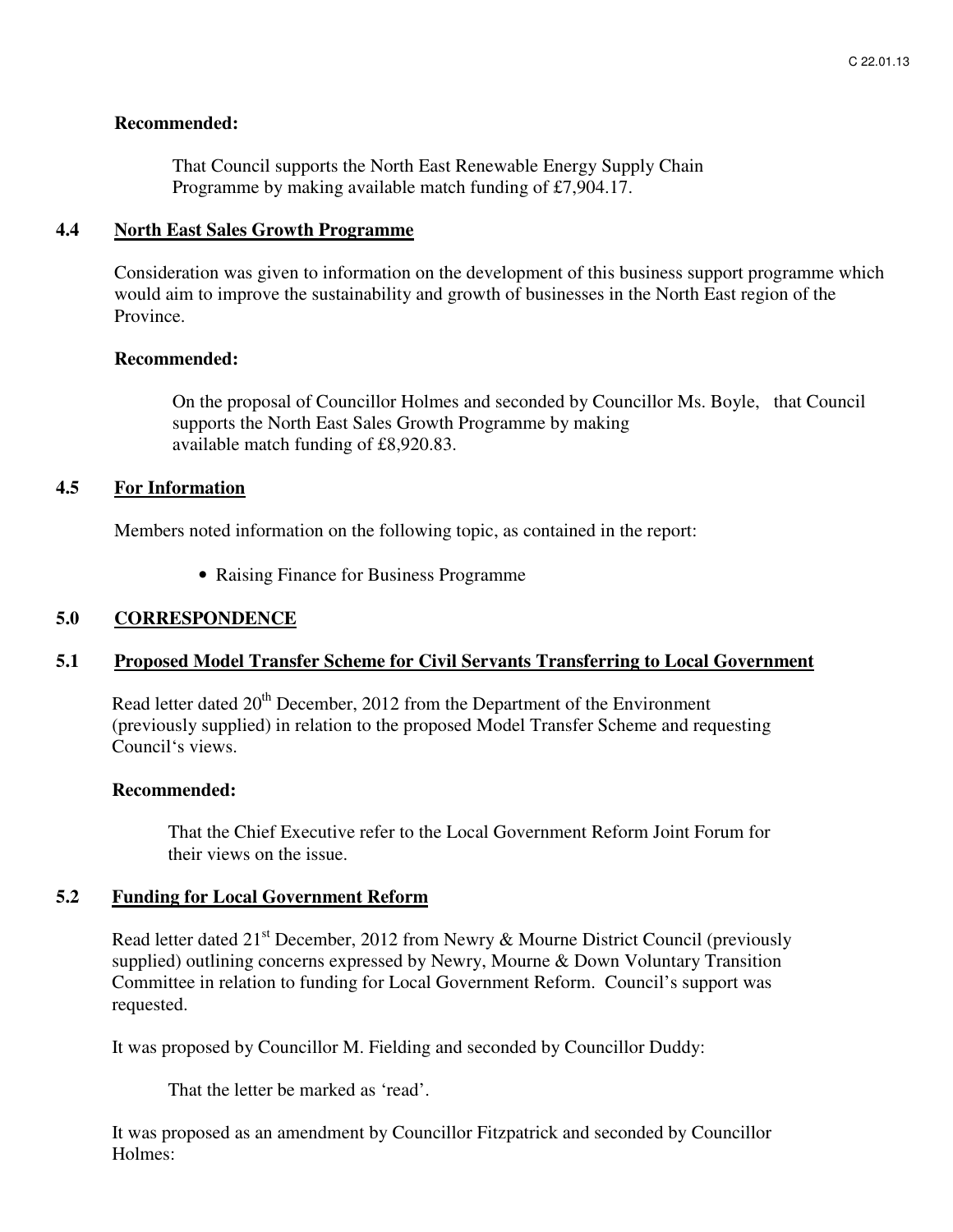**Recommended:**

That Council supports the North East Renewable Energy Supply Chain Programme by making available match funding of £7,904.17.

## 4.4 North East Sales Growth Programme

Consideration was given to information on the development of this business support programme which would aim to improve the sustainability and growth of businesses in the North East region of the Province.

**Recommended:**

On the proposal of Councillor Holmes and seconded by Councillor Ms. Boyle, that Council supports the North East Sales Growth Programme by making available match funding of £8,920.83.

## 4.5 For Information

Members noted information on the following topic, as contained in the report:

- Raising Finance for Business Programme

## 5.0 CORRESPONDENCE

## 5.1 Proposed Model Transfer Scheme for Civil Servants Transferring to Local Government

Read letter dated 20th December, 2012 from the Department of the Environment (previously supplied) in relation to the proposed Model Transfer Scheme and requesting Council's views.

**Recommended:**

That the Chief Executive refer to the Local Government Reform Joint Forum for their views on the issue.

## 5.2 Funding for Local Government Reform

Read letter dated 21st December, 2012 from Newry & Mourne District Council (previously supplied) outlining concerns expressed by Newry, Mourne & Down Voluntary Transition Committee in relation to funding for Local Government Reform. Council's support was requested.

It was proposed by Councillor M. Fielding and seconded by Councillor Duddy:

That the letter be marked as 'read'.

It was proposed as an amendment by Councillor Fitzpatrick and seconded by Councillor Holmes: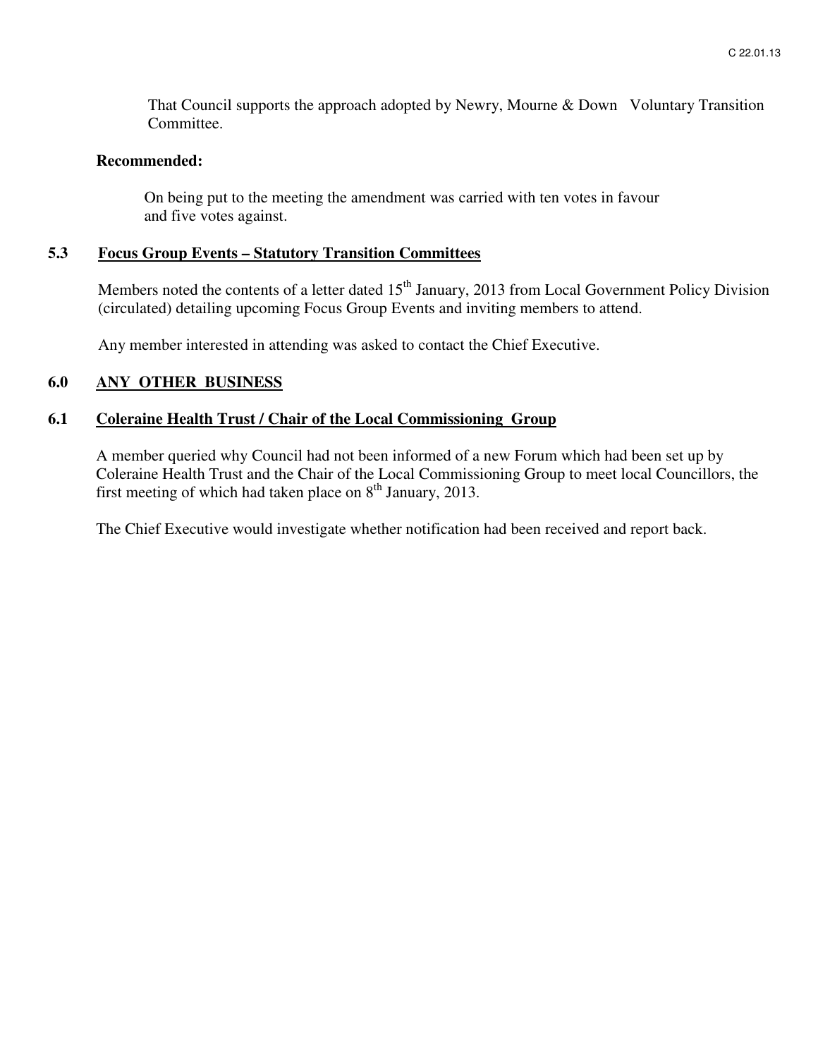That Council supports the approach adopted by Newry, Mourne & Down Voluntary Transition Committee.

**Recommended:**

On being put to the meeting the amendment was carried with ten votes in favour and five votes against.

### 5.3 Focus Group Events – Statutory Transition Committees

Members noted the contents of a letter dated 15th January, 2013 from Local Government Policy Division (circulated) detailing upcoming Focus Group Events and inviting members to attend.

Any member interested in attending was asked to contact the Chief Executive.

## 6.0 ANY OTHER BUSINESS

### 6.1 Coleraine Health Trust / Chair of the Local Commissioning Group

A member queried why Council had not been informed of a new Forum which had been set up by Coleraine Health Trust and the Chair of the Local Commissioning Group to meet local Councillors, the first meeting of which had taken place on 8th January, 2013.

The Chief Executive would investigate whether notification had been received and report back.